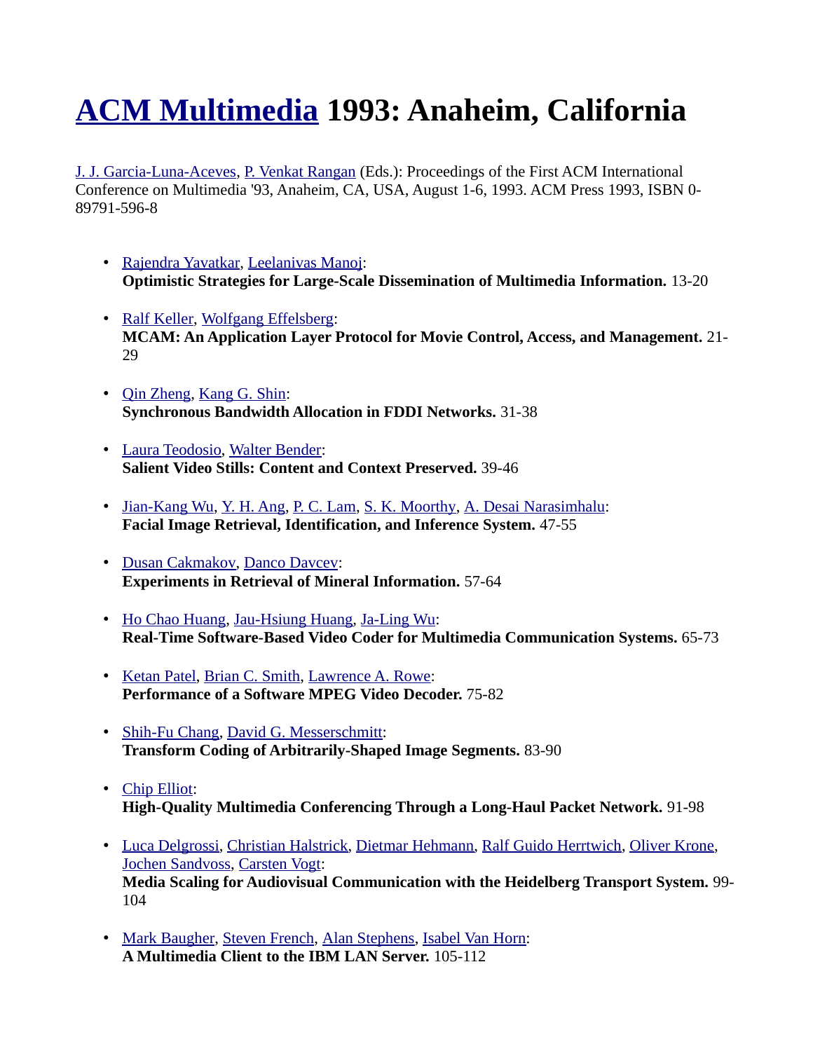# ACM Multimedia 1993: Anaheim, California

J. J. Garcia-Luna-Aceves, P. Venkat Rangan (Eds.): Proceedings of the First ACM International Conference on Multimedia '93, Anaheim, CA, USA, August 1-6, 1993. ACM Press 1993, ISBN 0-89791-596-8

- Rajendra Yavatkar, Leelanivas Manoj:
  **Optimistic Strategies for Large-Scale Dissemination of Multimedia Information.** 13-20

- Ralf Keller, Wolfgang Effelsberg:
  **MCAM: An Application Layer Protocol for Movie Control, Access, and Management.** 21-29

- Qin Zheng, Kang G. Shin:
  **Synchronous Bandwidth Allocation in FDDI Networks.** 31-38

- Laura Teodosio, Walter Bender:
  **Salient Video Stills: Content and Context Preserved.** 39-46

- Jian-Kang Wu, Y. H. Ang, P. C. Lam, S. K. Moorthy, A. Desai Narasimhalu:
  **Facial Image Retrieval, Identification, and Inference System.** 47-55

- Dusan Cakmakov, Danco Davcev:
  **Experiments in Retrieval of Mineral Information.** 57-64

- Ho Chao Huang, Jau-Hsiung Huang, Ja-Ling Wu:
  **Real-Time Software-Based Video Coder for Multimedia Communication Systems.** 65-73

- Ketan Patel, Brian C. Smith, Lawrence A. Rowe:
  **Performance of a Software MPEG Video Decoder.** 75-82

- Shih-Fu Chang, David G. Messerschmitt:
  **Transform Coding of Arbitrarily-Shaped Image Segments.** 83-90

- Chip Elliot:
  **High-Quality Multimedia Conferencing Through a Long-Haul Packet Network.** 91-98

- Luca Delgrossi, Christian Halstrick, Dietmar Hehmann, Ralf Guido Herrtwich, Oliver Krone, Jochen Sandvoss, Carsten Vogt:
  **Media Scaling for Audiovisual Communication with the Heidelberg Transport System.** 99-104

- Mark Baugher, Steven French, Alan Stephens, Isabel Van Horn:
  **A Multimedia Client to the IBM LAN Server.** 105-112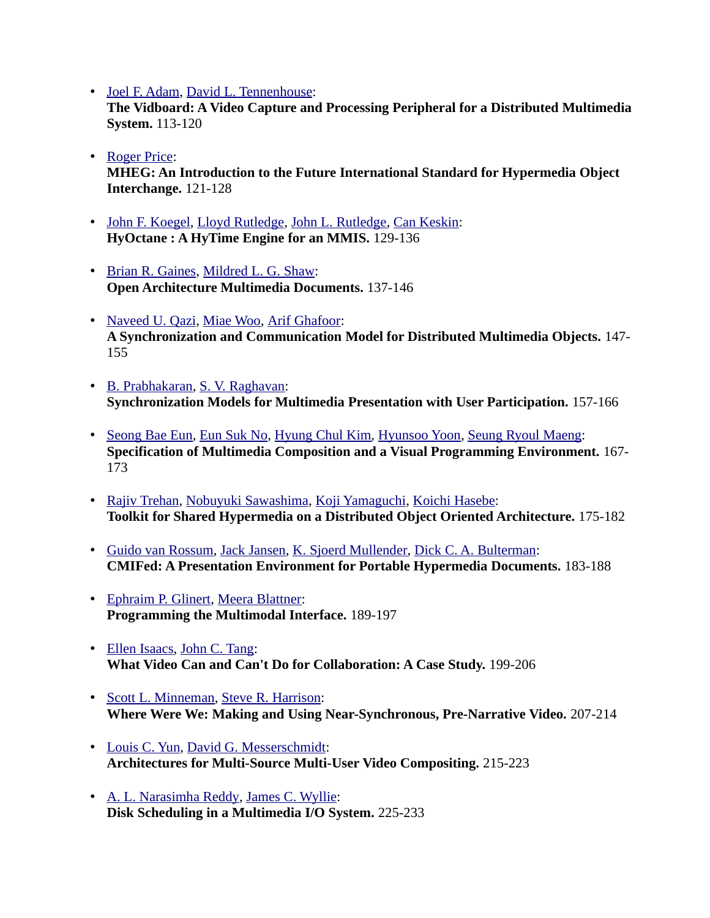- [Joel F. Adam](), [David L. Tennenhouse]():
  **The Vidboard: A Video Capture and Processing Peripheral for a Distributed Multimedia System.** 113-120

- [Roger Price]():
  **MHEG: An Introduction to the Future International Standard for Hypermedia Object Interchange.** 121-128

- [John F. Koegel](), [Lloyd Rutledge](), [John L. Rutledge](), [Can Keskin]():
  **HyOctane : A HyTime Engine for an MMIS.** 129-136

- [Brian R. Gaines](), [Mildred L. G. Shaw]():
  **Open Architecture Multimedia Documents.** 137-146

- [Naveed U. Qazi](), [Miae Woo](), [Arif Ghafoor]():
  **A Synchronization and Communication Model for Distributed Multimedia Objects.** 147-155

- [B. Prabhakaran](), [S. V. Raghavan]():
  **Synchronization Models for Multimedia Presentation with User Participation.** 157-166

- [Seong Bae Eun](), [Eun Suk No](), [Hyung Chul Kim](), [Hyunsoo Yoon](), [Seung Ryoul Maeng]():
  **Specification of Multimedia Composition and a Visual Programming Environment.** 167-173

- [Rajiv Trehan](), [Nobuyuki Sawashima](), [Koji Yamaguchi](), [Koichi Hasebe]():
  **Toolkit for Shared Hypermedia on a Distributed Object Oriented Architecture.** 175-182

- [Guido van Rossum](), [Jack Jansen](), [K. Sjoerd Mullender](), [Dick C. A. Bulterman]():
  **CMIFed: A Presentation Environment for Portable Hypermedia Documents.** 183-188

- [Ephraim P. Glinert](), [Meera Blattner]():
  **Programming the Multimodal Interface.** 189-197

- [Ellen Isaacs](), [John C. Tang]():
  **What Video Can and Can't Do for Collaboration: A Case Study.** 199-206

- [Scott L. Minneman](), [Steve R. Harrison]():
  **Where Were We: Making and Using Near-Synchronous, Pre-Narrative Video.** 207-214

- [Louis C. Yun](), [David G. Messerschmidt]():
  **Architectures for Multi-Source Multi-User Video Compositing.** 215-223

- [A. L. Narasimha Reddy](), [James C. Wyllie]():
  **Disk Scheduling in a Multimedia I/O System.** 225-233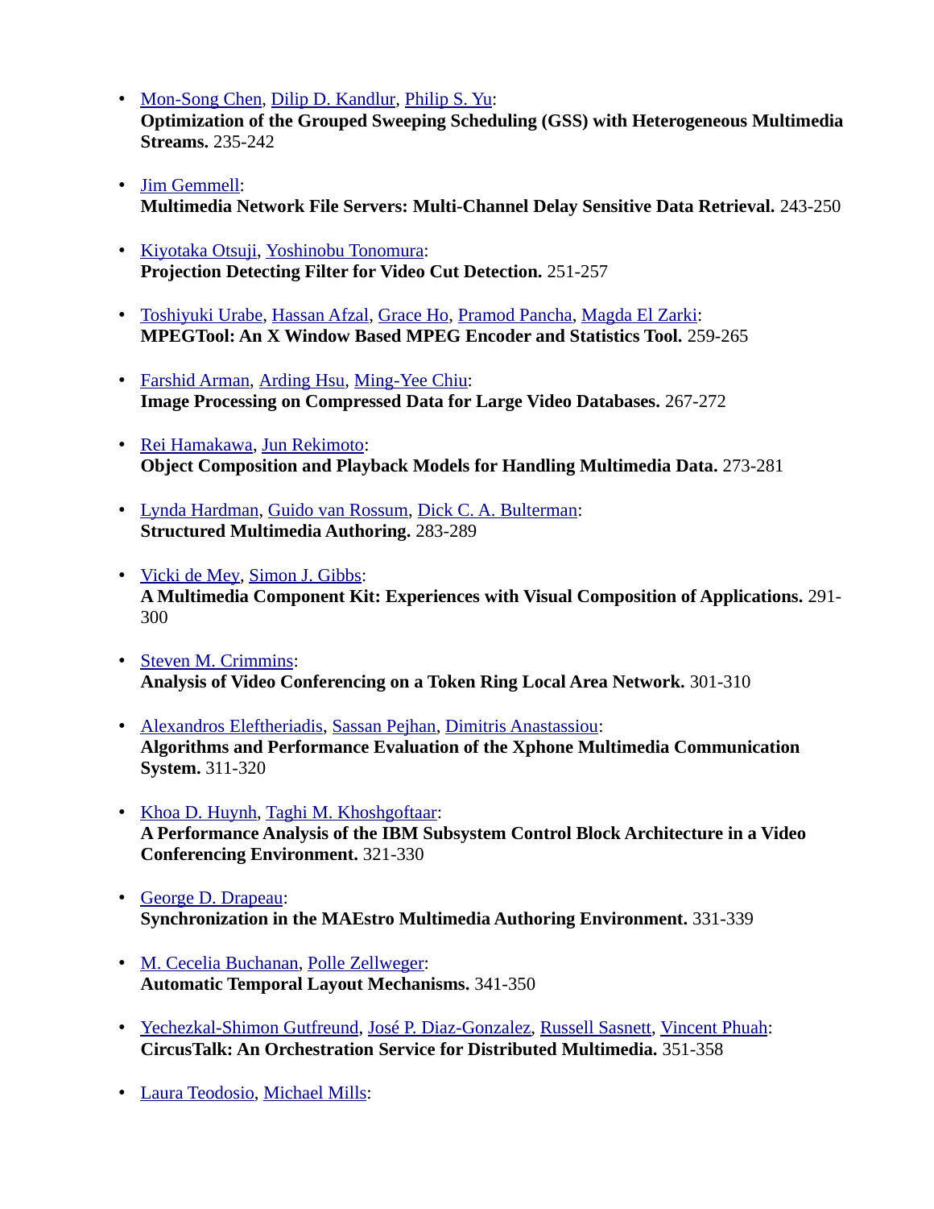- Mon-Song Chen, Dilip D. Kandlur, Philip S. Yu:
  **Optimization of the Grouped Sweeping Scheduling (GSS) with Heterogeneous Multimedia Streams.** 235-242

- Jim Gemmell:
  **Multimedia Network File Servers: Multi-Channel Delay Sensitive Data Retrieval.** 243-250

- Kiyotaka Otsuji, Yoshinobu Tonomura:
  **Projection Detecting Filter for Video Cut Detection.** 251-257

- Toshiyuki Urabe, Hassan Afzal, Grace Ho, Pramod Pancha, Magda El Zarki:
  **MPEGTool: An X Window Based MPEG Encoder and Statistics Tool.** 259-265

- Farshid Arman, Arding Hsu, Ming-Yee Chiu:
  **Image Processing on Compressed Data for Large Video Databases.** 267-272

- Rei Hamakawa, Jun Rekimoto:
  **Object Composition and Playback Models for Handling Multimedia Data.** 273-281

- Lynda Hardman, Guido van Rossum, Dick C. A. Bulterman:
  **Structured Multimedia Authoring.** 283-289

- Vicki de Mey, Simon J. Gibbs:
  **A Multimedia Component Kit: Experiences with Visual Composition of Applications.** 291-300

- Steven M. Crimmins:
  **Analysis of Video Conferencing on a Token Ring Local Area Network.** 301-310

- Alexandros Eleftheriadis, Sassan Pejhan, Dimitris Anastassiou:
  **Algorithms and Performance Evaluation of the Xphone Multimedia Communication System.** 311-320

- Khoa D. Huynh, Taghi M. Khoshgoftaar:
  **A Performance Analysis of the IBM Subsystem Control Block Architecture in a Video Conferencing Environment.** 321-330

- George D. Drapeau:
  **Synchronization in the MAEstro Multimedia Authoring Environment.** 331-339

- M. Cecelia Buchanan, Polle Zellweger:
  **Automatic Temporal Layout Mechanisms.** 341-350

- Yechezkal-Shimon Gutfreund, José P. Diaz-Gonzalez, Russell Sasnett, Vincent Phuah:
  **CircusTalk: An Orchestration Service for Distributed Multimedia.** 351-358

- Laura Teodosio, Michael Mills: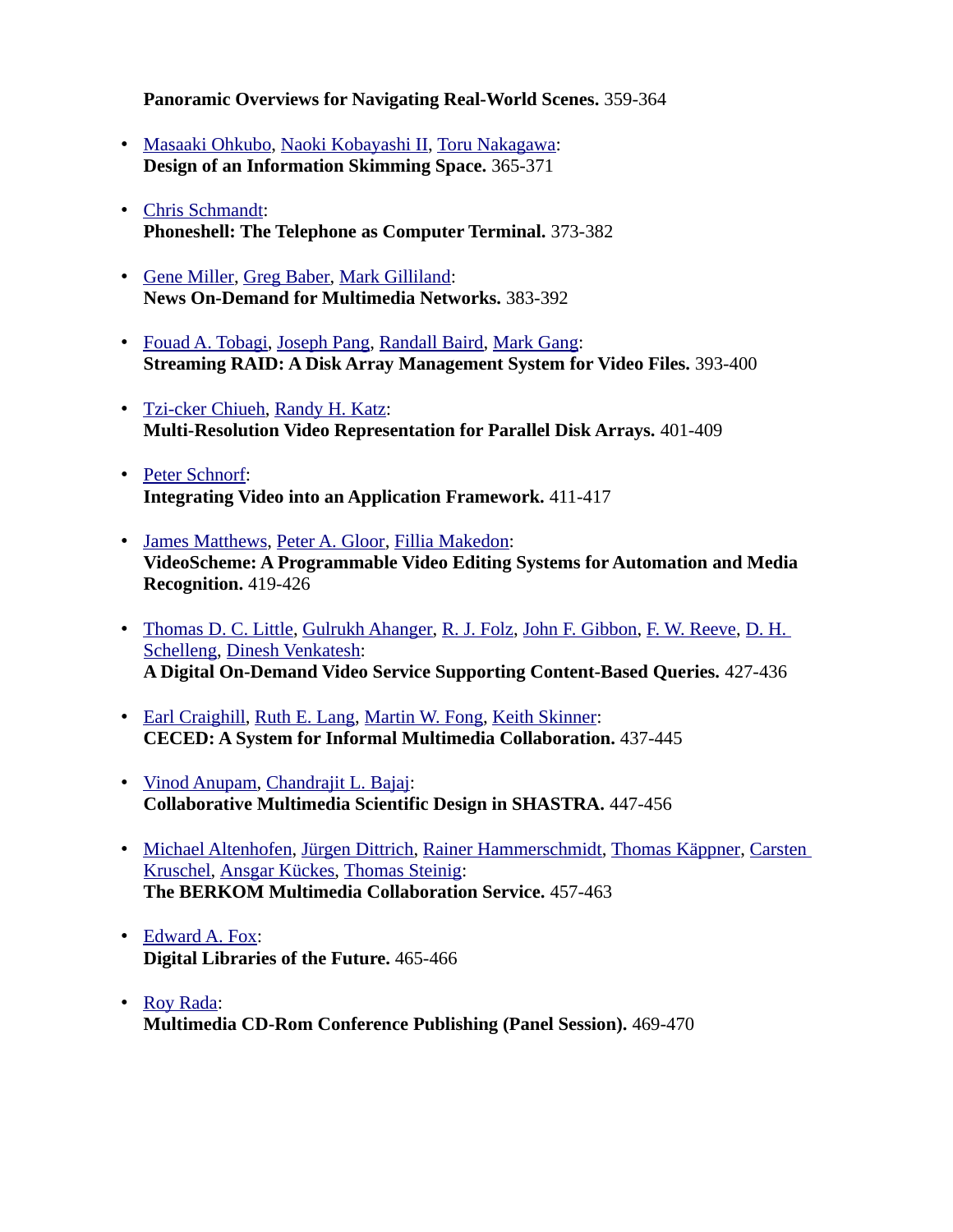**Panoramic Overviews for Navigating Real-World Scenes.** 359-364

- Masaaki Ohkubo, Naoki Kobayashi II, Toru Nakagawa:
  **Design of an Information Skimming Space.** 365-371

- Chris Schmandt:
  **Phoneshell: The Telephone as Computer Terminal.** 373-382

- Gene Miller, Greg Baber, Mark Gilliland:
  **News On-Demand for Multimedia Networks.** 383-392

- Fouad A. Tobagi, Joseph Pang, Randall Baird, Mark Gang:
  **Streaming RAID: A Disk Array Management System for Video Files.** 393-400

- Tzi-cker Chiueh, Randy H. Katz:
  **Multi-Resolution Video Representation for Parallel Disk Arrays.** 401-409

- Peter Schnorf:
  **Integrating Video into an Application Framework.** 411-417

- James Matthews, Peter A. Gloor, Fillia Makedon:
  **VideoScheme: A Programmable Video Editing Systems for Automation and Media Recognition.** 419-426

- Thomas D. C. Little, Gulrukh Ahanger, R. J. Folz, John F. Gibbon, F. W. Reeve, D. H. Schelleng, Dinesh Venkatesh:
  **A Digital On-Demand Video Service Supporting Content-Based Queries.** 427-436

- Earl Craighill, Ruth E. Lang, Martin W. Fong, Keith Skinner:
  **CECED: A System for Informal Multimedia Collaboration.** 437-445

- Vinod Anupam, Chandrajit L. Bajaj:
  **Collaborative Multimedia Scientific Design in SHASTRA.** 447-456

- Michael Altenhofen, Jürgen Dittrich, Rainer Hammerschmidt, Thomas Käppner, Carsten Kruschel, Ansgar Kückes, Thomas Steinig:
  **The BERKOM Multimedia Collaboration Service.** 457-463

- Edward A. Fox:
  **Digital Libraries of the Future.** 465-466

- Roy Rada:
  **Multimedia CD-Rom Conference Publishing (Panel Session).** 469-470